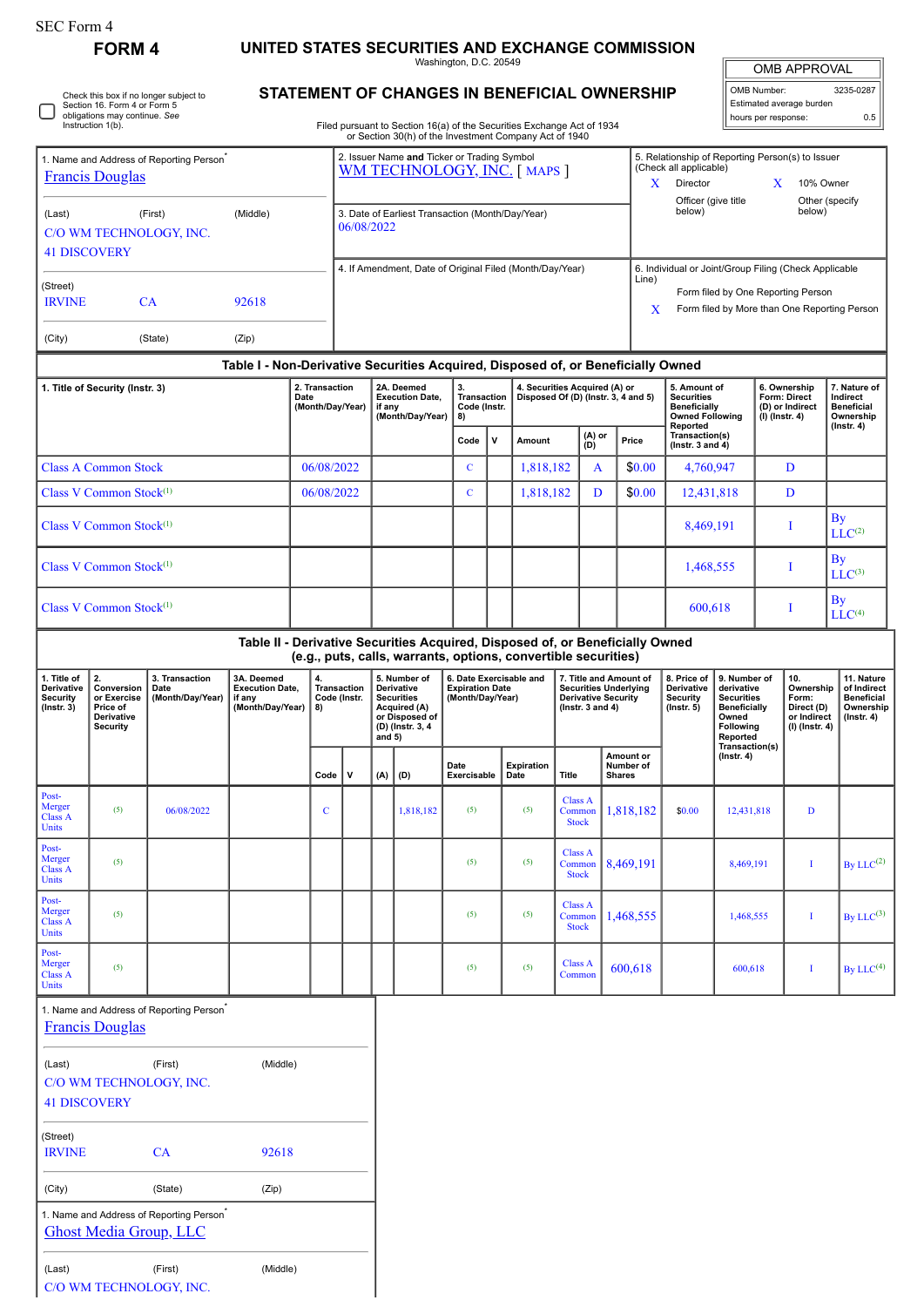SEC Form 4

# FORM 4

## UNITED STATES SECURITIES AND EXCHANGE COMMISSION

Washington, D.C. 20549

## STATEMENT OF CHANGES IN BENEFICIAL OWNERSHIP

Filed pursuant to Section 16(a) of the Securities Exchange Act of 1934 or Section 30(h) of the Investment Company Act of 1940

| OMB APPROVAL | |
|---|---|
| OMB Number: | 3235-0287 |
| Estimated average burden | |
| hours per response: | 0.5 |

☐ Check this box if no longer subject to Section 16. Form 4 or Form 5 obligations may continue. *See* Instruction 1(b).

1. Name and Address of Reporting Person*
Francis Douglas

(Last) (First) (Middle)
C/O WM TECHNOLOGY, INC.
41 DISCOVERY

(Street)
IRVINE CA 92618

(City) (State) (Zip)

2. Issuer Name **and** Ticker or Trading Symbol
WM TECHNOLOGY, INC. [ MAPS ]

3. Date of Earliest Transaction (Month/Day/Year)
06/08/2022

4. If Amendment, Date of Original Filed (Month/Day/Year)

5. Relationship of Reporting Person(s) to Issuer (Check all applicable)
X Director
X 10% Owner
Officer (give title below)
Other (specify below)

6. Individual or Joint/Group Filing (Check Applicable Line)
Form filed by One Reporting Person
X Form filed by More than One Reporting Person

### Table I - Non-Derivative Securities Acquired, Disposed of, or Beneficially Owned

| 1. Title of Security (Instr. 3) | 2. Transaction Date (Month/Day/Year) | 2A. Deemed Execution Date, if any (Month/Day/Year) | 3. Transaction Code (Instr. 8) | | 4. Securities Acquired (A) or Disposed Of (D) (Instr. 3, 4 and 5) | | | 5. Amount of Securities Beneficially Owned Following Reported Transaction(s) (Instr. 3 and 4) | 6. Ownership Form: Direct (D) or Indirect (I) (Instr. 4) | 7. Nature of Indirect Beneficial Ownership (Instr. 4) |
|---|---|---|---|---|---|---|---|---|---|---|
| | | | Code | V | Amount | (A) or (D) | Price | | | |
| Class A Common Stock | 06/08/2022 | | C | | 1,818,182 | A | $0.00 | 4,760,947 | D | |
| Class V Common Stock[1] | 06/08/2022 | | C | | 1,818,182 | D | $0.00 | 12,431,818 | D | |
| Class V Common Stock[1] | | | | | | | | 8,469,191 | I | By LLC[2] |
| Class V Common Stock[1] | | | | | | | | 1,468,555 | I | By LLC[3] |
| Class V Common Stock[1] | | | | | | | | 600,618 | I | By LLC[4] |

### Table II - Derivative Securities Acquired, Disposed of, or Beneficially Owned (e.g., puts, calls, warrants, options, convertible securities)

| 1. Title of Derivative Security (Instr. 3) | 2. Conversion or Exercise Price of Derivative Security | 3. Transaction Date (Month/Day/Year) | 3A. Deemed Execution Date, if any (Month/Day/Year) | 4. Transaction Code (Instr. 8) | | 5. Number of Derivative Securities Acquired (A) or Disposed of (D) (Instr. 3, 4 and 5) | | 6. Date Exercisable and Expiration Date (Month/Day/Year) | | 7. Title and Amount of Securities Underlying Derivative Security (Instr. 3 and 4) | | 8. Price of Derivative Security (Instr. 5) | 9. Number of derivative Securities Beneficially Owned Following Reported Transaction(s) (Instr. 4) | 10. Ownership Form: Direct (D) or Indirect (I) (Instr. 4) | 11. Nature of Indirect Beneficial Ownership (Instr. 4) |
|---|---|---|---|---|---|---|---|---|---|---|---|---|---|---|---|
| | | | | Code | V | (A) | (D) | Date Exercisable | Expiration Date | Title | Amount or Number of Shares | | | | |
| Post-Merger Class A Units | (5) | 06/08/2022 | | C | | | 1,818,182 | (5) | (5) | Class A Common Stock | 1,818,182 | $0.00 | 12,431,818 | D | |
| Post-Merger Class A Units | (5) | | | | | | | (5) | (5) | Class A Common Stock | 8,469,191 | | 8,469,191 | I | By LLC[2] |
| Post-Merger Class A Units | (5) | | | | | | | (5) | (5) | Class A Common Stock | 1,468,555 | | 1,468,555 | I | By LLC[3] |
| Post-Merger Class A Units | (5) | | | | | | | (5) | (5) | Class A Common | 600,618 | | 600,618 | I | By LLC[4] |

1. Name and Address of Reporting Person*
Francis Douglas

(Last) (First) (Middle)
C/O WM TECHNOLOGY, INC.
41 DISCOVERY

(Street)
IRVINE CA 92618

(City) (State) (Zip)

1. Name and Address of Reporting Person*
Ghost Media Group, LLC

(Last) (First) (Middle)
C/O WM TECHNOLOGY, INC.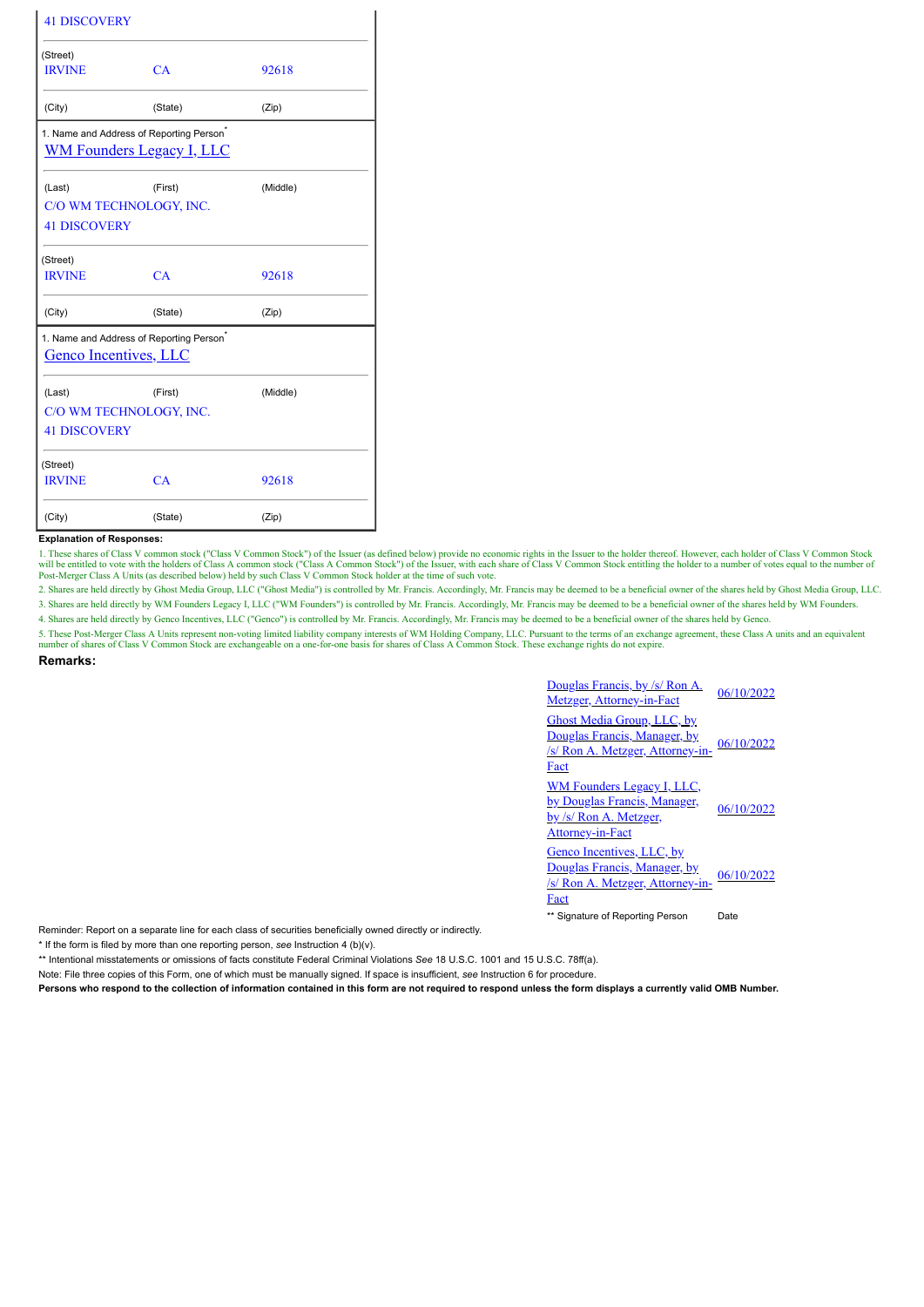41 DISCOVERY

| | | |
|---|---|---|
| (Street) | | |
| IRVINE | CA | 92618 |
| (City) | (State) | (Zip) |

1. Name and Address of Reporting Person*

WM Founders Legacy I, LLC

| | | |
|---|---|---|
| (Last) | (First) | (Middle) |

C/O WM TECHNOLOGY, INC.
41 DISCOVERY

| | | |
|---|---|---|
| (Street) | | |
| IRVINE | CA | 92618 |
| (City) | (State) | (Zip) |

1. Name and Address of Reporting Person*

Genco Incentives, LLC

| | | |
|---|---|---|
| (Last) | (First) | (Middle) |

C/O WM TECHNOLOGY, INC.
41 DISCOVERY

| | | |
|---|---|---|
| (Street) | | |
| IRVINE | CA | 92618 |
| (City) | (State) | (Zip) |

**Explanation of Responses:**

1. These shares of Class V common stock ("Class V Common Stock") of the Issuer (as defined below) provide no economic rights in the Issuer to the holder thereof. However, each holder of Class V Common Stock will be entitled to vote with the holders of Class A common stock ("Class A Common Stock") of the Issuer, with each share of Class V Common Stock entitling the holder to a number of votes equal to the number of Post-Merger Class A Units (as described below) held by such Class V Common Stock holder at the time of such vote.
2. Shares are held directly by Ghost Media Group, LLC ("Ghost Media") is controlled by Mr. Francis. Accordingly, Mr. Francis may be deemed to be a beneficial owner of the shares held by Ghost Media Group, LLC.
3. Shares are held directly by WM Founders Legacy I, LLC ("WM Founders") is controlled by Mr. Francis. Accordingly, Mr. Francis may be deemed to be a beneficial owner of the shares held by WM Founders.
4. Shares are held directly by Genco Incentives, LLC ("Genco") is controlled by Mr. Francis. Accordingly, Mr. Francis may be deemed to be a beneficial owner of the shares held by Genco.
5. These Post-Merger Class A Units represent non-voting limited liability company interests of WM Holding Company, LLC. Pursuant to the terms of an exchange agreement, these Class A units and an equivalent number of shares of Class V Common Stock are exchangeable on a one-for-one basis for shares of Class A Common Stock. These exchange rights do not expire.

**Remarks:**

| | |
|---|---|
| Douglas Francis, by /s/ Ron A. Metzger, Attorney-in-Fact | 06/10/2022 |
| Ghost Media Group, LLC, by Douglas Francis, Manager, by /s/ Ron A. Metzger, Attorney-in-Fact | 06/10/2022 |
| WM Founders Legacy I, LLC, by Douglas Francis, Manager, by /s/ Ron A. Metzger, Attorney-in-Fact | 06/10/2022 |
| Genco Incentives, LLC, by Douglas Francis, Manager, by /s/ Ron A. Metzger, Attorney-in-Fact | 06/10/2022 |
| ** Signature of Reporting Person | Date |

Reminder: Report on a separate line for each class of securities beneficially owned directly or indirectly.

* If the form is filed by more than one reporting person, *see* Instruction 4 (b)(v).

** Intentional misstatements or omissions of facts constitute Federal Criminal Violations *See* 18 U.S.C. 1001 and 15 U.S.C. 78ff(a).

Note: File three copies of this Form, one of which must be manually signed. If space is insufficient, *see* Instruction 6 for procedure.

**Persons who respond to the collection of information contained in this form are not required to respond unless the form displays a currently valid OMB Number.**